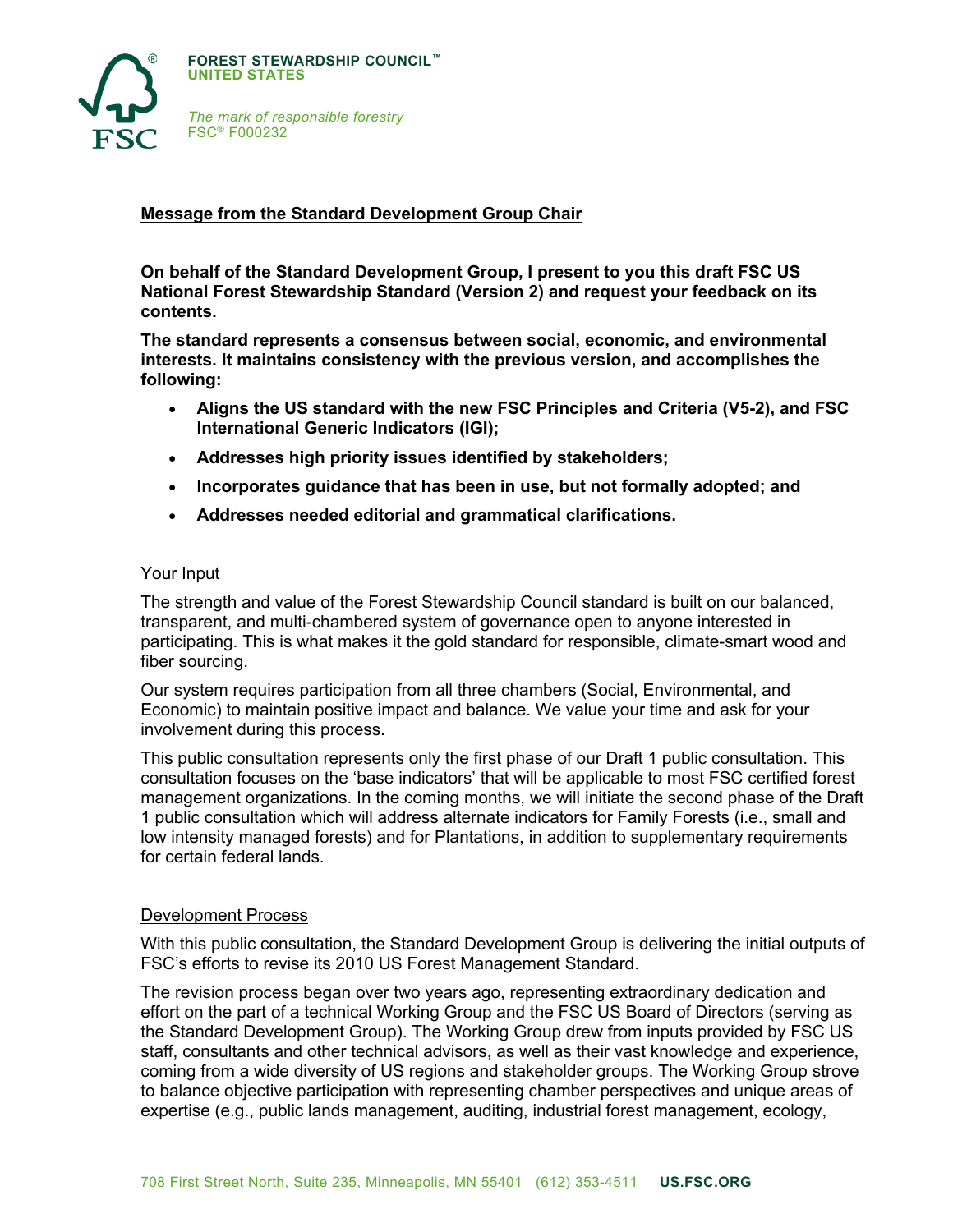**FOREST STEWARDSHIP COUNCIL™**
**UNITED STATES**

*The mark of responsible forestry*
FSC® F000232

## Message from the Standard Development Group Chair

**On behalf of the Standard Development Group, I present to you this draft FSC US National Forest Stewardship Standard (Version 2) and request your feedback on its contents.**

**The standard represents a consensus between social, economic, and environmental interests. It maintains consistency with the previous version, and accomplishes the following:**

- **Aligns the US standard with the new FSC Principles and Criteria (V5-2), and FSC International Generic Indicators (IGI);**
- **Addresses high priority issues identified by stakeholders;**
- **Incorporates guidance that has been in use, but not formally adopted; and**
- **Addresses needed editorial and grammatical clarifications.**

### Your Input

The strength and value of the Forest Stewardship Council standard is built on our balanced, transparent, and multi-chambered system of governance open to anyone interested in participating. This is what makes it the gold standard for responsible, climate-smart wood and fiber sourcing.

Our system requires participation from all three chambers (Social, Environmental, and Economic) to maintain positive impact and balance. We value your time and ask for your involvement during this process.

This public consultation represents only the first phase of our Draft 1 public consultation. This consultation focuses on the 'base indicators' that will be applicable to most FSC certified forest management organizations. In the coming months, we will initiate the second phase of the Draft 1 public consultation which will address alternate indicators for Family Forests (i.e., small and low intensity managed forests) and for Plantations, in addition to supplementary requirements for certain federal lands.

### Development Process

With this public consultation, the Standard Development Group is delivering the initial outputs of FSC's efforts to revise its 2010 US Forest Management Standard.

The revision process began over two years ago, representing extraordinary dedication and effort on the part of a technical Working Group and the FSC US Board of Directors (serving as the Standard Development Group). The Working Group drew from inputs provided by FSC US staff, consultants and other technical advisors, as well as their vast knowledge and experience, coming from a wide diversity of US regions and stakeholder groups. The Working Group strove to balance objective participation with representing chamber perspectives and unique areas of expertise (e.g., public lands management, auditing, industrial forest management, ecology,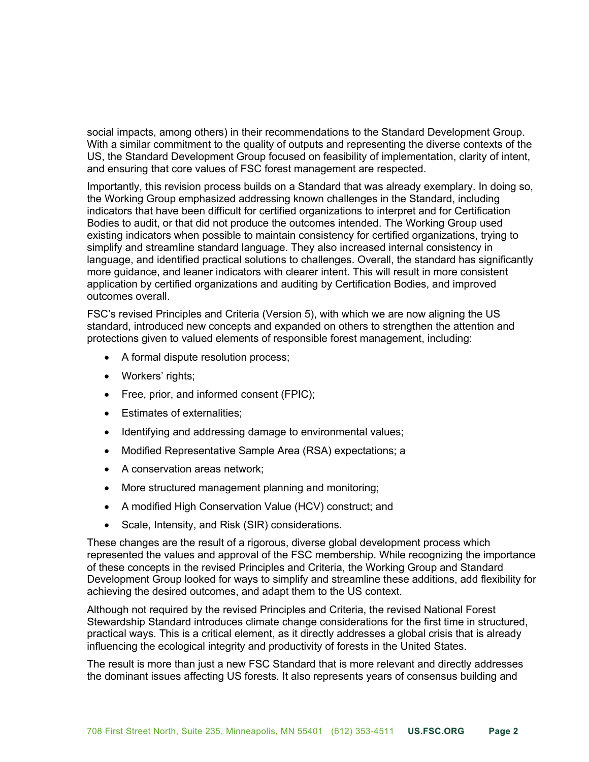social impacts, among others) in their recommendations to the Standard Development Group. With a similar commitment to the quality of outputs and representing the diverse contexts of the US, the Standard Development Group focused on feasibility of implementation, clarity of intent, and ensuring that core values of FSC forest management are respected.

Importantly, this revision process builds on a Standard that was already exemplary. In doing so, the Working Group emphasized addressing known challenges in the Standard, including indicators that have been difficult for certified organizations to interpret and for Certification Bodies to audit, or that did not produce the outcomes intended. The Working Group used existing indicators when possible to maintain consistency for certified organizations, trying to simplify and streamline standard language. They also increased internal consistency in language, and identified practical solutions to challenges. Overall, the standard has significantly more guidance, and leaner indicators with clearer intent. This will result in more consistent application by certified organizations and auditing by Certification Bodies, and improved outcomes overall.

FSC's revised Principles and Criteria (Version 5), with which we are now aligning the US standard, introduced new concepts and expanded on others to strengthen the attention and protections given to valued elements of responsible forest management, including:

- A formal dispute resolution process;
- Workers' rights;
- Free, prior, and informed consent (FPIC);
- Estimates of externalities;
- Identifying and addressing damage to environmental values;
- Modified Representative Sample Area (RSA) expectations; a
- A conservation areas network;
- More structured management planning and monitoring;
- A modified High Conservation Value (HCV) construct; and
- Scale, Intensity, and Risk (SIR) considerations.

These changes are the result of a rigorous, diverse global development process which represented the values and approval of the FSC membership. While recognizing the importance of these concepts in the revised Principles and Criteria, the Working Group and Standard Development Group looked for ways to simplify and streamline these additions, add flexibility for achieving the desired outcomes, and adapt them to the US context.

Although not required by the revised Principles and Criteria, the revised National Forest Stewardship Standard introduces climate change considerations for the first time in structured, practical ways. This is a critical element, as it directly addresses a global crisis that is already influencing the ecological integrity and productivity of forests in the United States.

The result is more than just a new FSC Standard that is more relevant and directly addresses the dominant issues affecting US forests. It also represents years of consensus building and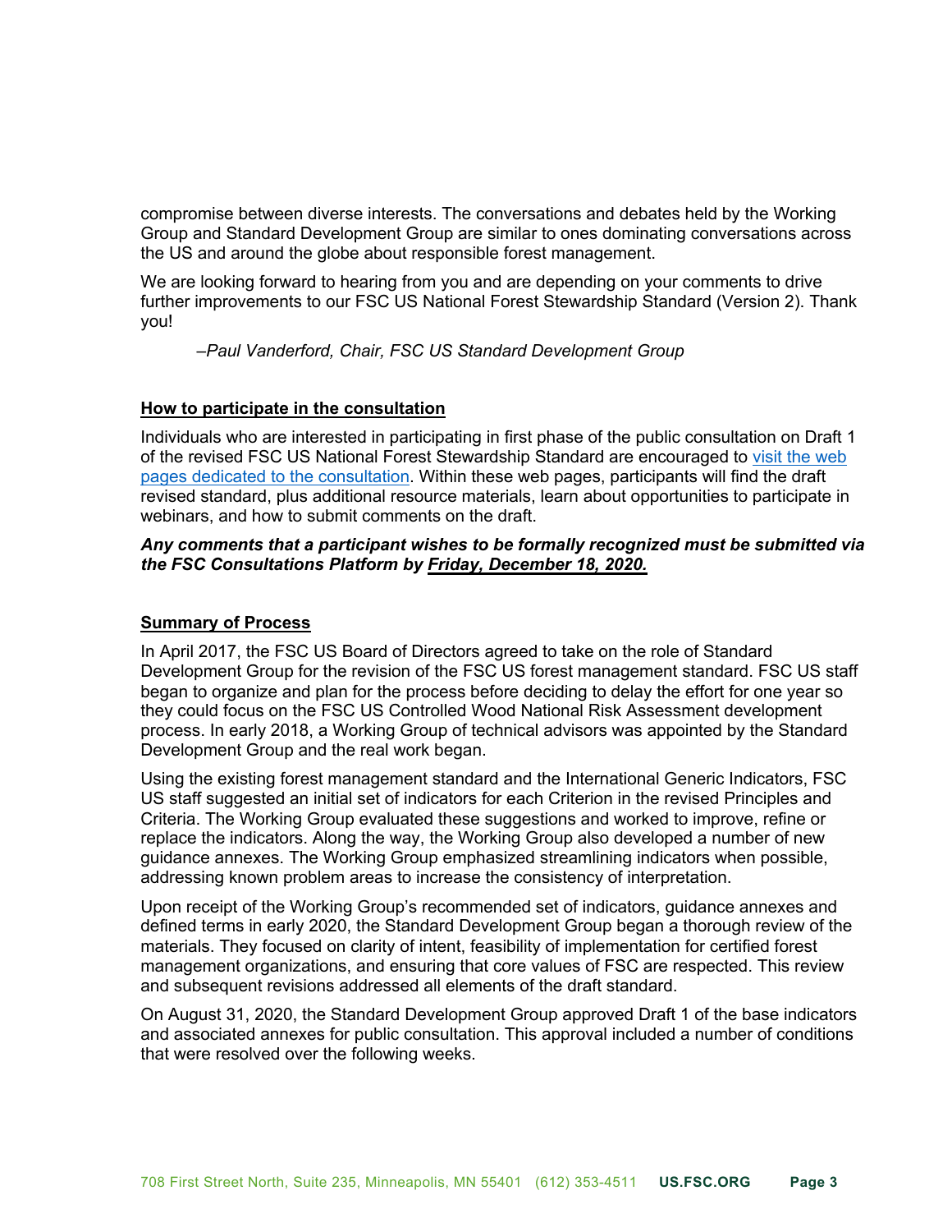compromise between diverse interests. The conversations and debates held by the Working Group and Standard Development Group are similar to ones dominating conversations across the US and around the globe about responsible forest management.

We are looking forward to hearing from you and are depending on your comments to drive further improvements to our FSC US National Forest Stewardship Standard (Version 2). Thank you!

*–Paul Vanderford, Chair, FSC US Standard Development Group*

**How to participate in the consultation**

Individuals who are interested in participating in first phase of the public consultation on Draft 1 of the revised FSC US National Forest Stewardship Standard are encouraged to visit the web pages dedicated to the consultation. Within these web pages, participants will find the draft revised standard, plus additional resource materials, learn about opportunities to participate in webinars, and how to submit comments on the draft.

***Any comments that a participant wishes to be formally recognized must be submitted via the FSC Consultations Platform by Friday, December 18, 2020.***

**Summary of Process**

In April 2017, the FSC US Board of Directors agreed to take on the role of Standard Development Group for the revision of the FSC US forest management standard. FSC US staff began to organize and plan for the process before deciding to delay the effort for one year so they could focus on the FSC US Controlled Wood National Risk Assessment development process. In early 2018, a Working Group of technical advisors was appointed by the Standard Development Group and the real work began.

Using the existing forest management standard and the International Generic Indicators, FSC US staff suggested an initial set of indicators for each Criterion in the revised Principles and Criteria. The Working Group evaluated these suggestions and worked to improve, refine or replace the indicators. Along the way, the Working Group also developed a number of new guidance annexes. The Working Group emphasized streamlining indicators when possible, addressing known problem areas to increase the consistency of interpretation.

Upon receipt of the Working Group's recommended set of indicators, guidance annexes and defined terms in early 2020, the Standard Development Group began a thorough review of the materials. They focused on clarity of intent, feasibility of implementation for certified forest management organizations, and ensuring that core values of FSC are respected. This review and subsequent revisions addressed all elements of the draft standard.

On August 31, 2020, the Standard Development Group approved Draft 1 of the base indicators and associated annexes for public consultation. This approval included a number of conditions that were resolved over the following weeks.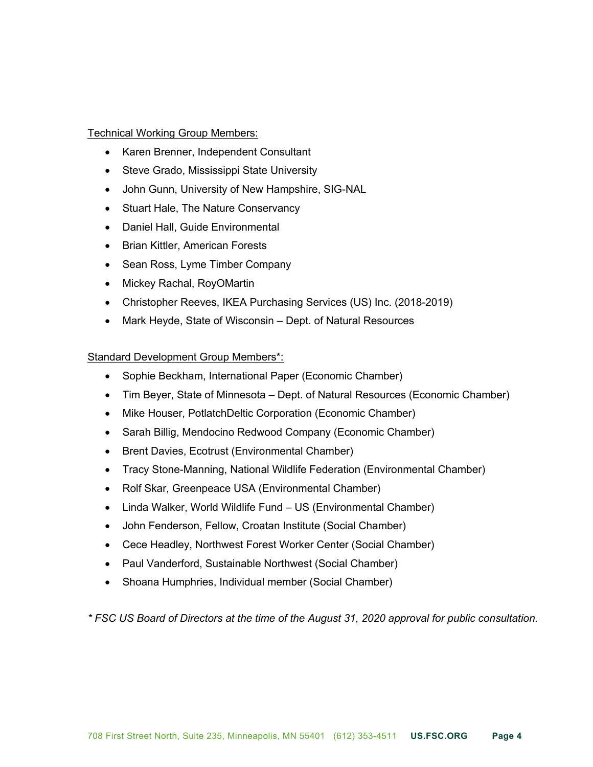Technical Working Group Members:

- Karen Brenner, Independent Consultant
- Steve Grado, Mississippi State University
- John Gunn, University of New Hampshire, SIG-NAL
- Stuart Hale, The Nature Conservancy
- Daniel Hall, Guide Environmental
- Brian Kittler, American Forests
- Sean Ross, Lyme Timber Company
- Mickey Rachal, RoyOMartin
- Christopher Reeves, IKEA Purchasing Services (US) Inc. (2018-2019)
- Mark Heyde, State of Wisconsin – Dept. of Natural Resources

Standard Development Group Members*:

- Sophie Beckham, International Paper (Economic Chamber)
- Tim Beyer, State of Minnesota – Dept. of Natural Resources (Economic Chamber)
- Mike Houser, PotlatchDeltic Corporation (Economic Chamber)
- Sarah Billig, Mendocino Redwood Company (Economic Chamber)
- Brent Davies, Ecotrust (Environmental Chamber)
- Tracy Stone-Manning, National Wildlife Federation (Environmental Chamber)
- Rolf Skar, Greenpeace USA (Environmental Chamber)
- Linda Walker, World Wildlife Fund – US (Environmental Chamber)
- John Fenderson, Fellow, Croatan Institute (Social Chamber)
- Cece Headley, Northwest Forest Worker Center (Social Chamber)
- Paul Vanderford, Sustainable Northwest (Social Chamber)
- Shoana Humphries, Individual member (Social Chamber)

*\* FSC US Board of Directors at the time of the August 31, 2020 approval for public consultation.*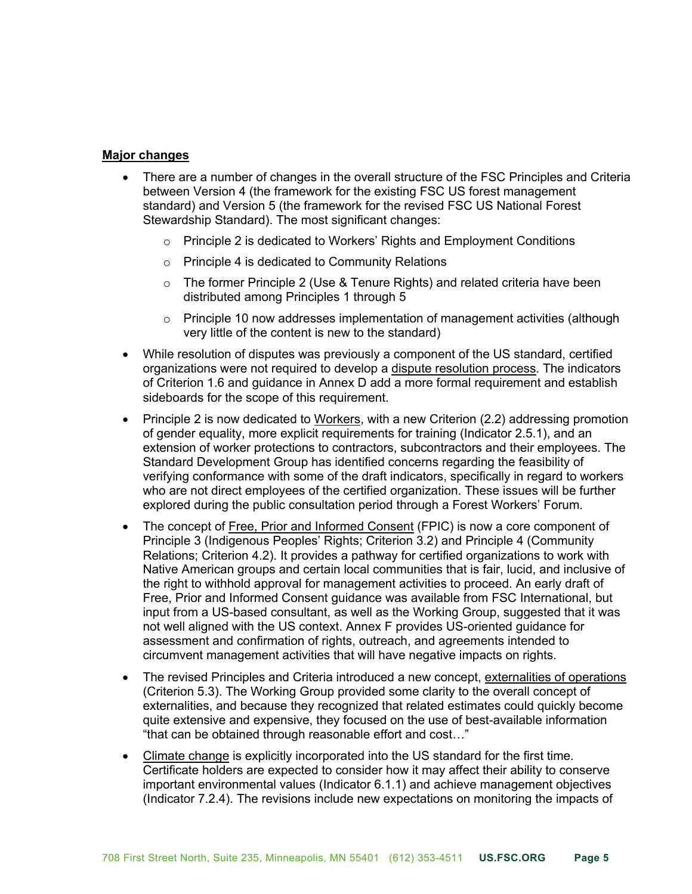**Major changes**

- There are a number of changes in the overall structure of the FSC Principles and Criteria between Version 4 (the framework for the existing FSC US forest management standard) and Version 5 (the framework for the revised FSC US National Forest Stewardship Standard). The most significant changes:
  - Principle 2 is dedicated to Workers' Rights and Employment Conditions
  - Principle 4 is dedicated to Community Relations
  - The former Principle 2 (Use & Tenure Rights) and related criteria have been distributed among Principles 1 through 5
  - Principle 10 now addresses implementation of management activities (although very little of the content is new to the standard)
- While resolution of disputes was previously a component of the US standard, certified organizations were not required to develop a dispute resolution process. The indicators of Criterion 1.6 and guidance in Annex D add a more formal requirement and establish sideboards for the scope of this requirement.
- Principle 2 is now dedicated to Workers, with a new Criterion (2.2) addressing promotion of gender equality, more explicit requirements for training (Indicator 2.5.1), and an extension of worker protections to contractors, subcontractors and their employees. The Standard Development Group has identified concerns regarding the feasibility of verifying conformance with some of the draft indicators, specifically in regard to workers who are not direct employees of the certified organization. These issues will be further explored during the public consultation period through a Forest Workers' Forum.
- The concept of Free, Prior and Informed Consent (FPIC) is now a core component of Principle 3 (Indigenous Peoples' Rights; Criterion 3.2) and Principle 4 (Community Relations; Criterion 4.2). It provides a pathway for certified organizations to work with Native American groups and certain local communities that is fair, lucid, and inclusive of the right to withhold approval for management activities to proceed. An early draft of Free, Prior and Informed Consent guidance was available from FSC International, but input from a US-based consultant, as well as the Working Group, suggested that it was not well aligned with the US context. Annex F provides US-oriented guidance for assessment and confirmation of rights, outreach, and agreements intended to circumvent management activities that will have negative impacts on rights.
- The revised Principles and Criteria introduced a new concept, externalities of operations (Criterion 5.3). The Working Group provided some clarity to the overall concept of externalities, and because they recognized that related estimates could quickly become quite extensive and expensive, they focused on the use of best-available information "that can be obtained through reasonable effort and cost…"
- Climate change is explicitly incorporated into the US standard for the first time. Certificate holders are expected to consider how it may affect their ability to conserve important environmental values (Indicator 6.1.1) and achieve management objectives (Indicator 7.2.4). The revisions include new expectations on monitoring the impacts of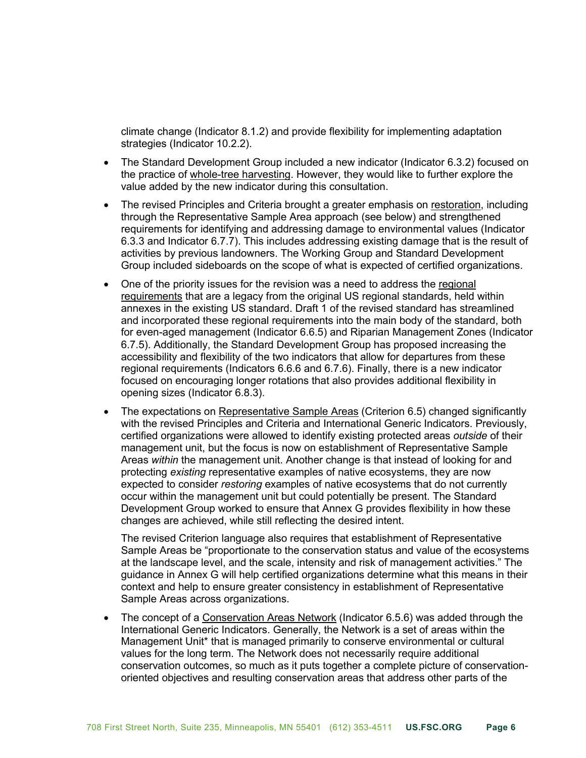climate change (Indicator 8.1.2) and provide flexibility for implementing adaptation strategies (Indicator 10.2.2).

- The Standard Development Group included a new indicator (Indicator 6.3.2) focused on the practice of whole-tree harvesting. However, they would like to further explore the value added by the new indicator during this consultation.
- The revised Principles and Criteria brought a greater emphasis on restoration, including through the Representative Sample Area approach (see below) and strengthened requirements for identifying and addressing damage to environmental values (Indicator 6.3.3 and Indicator 6.7.7). This includes addressing existing damage that is the result of activities by previous landowners. The Working Group and Standard Development Group included sideboards on the scope of what is expected of certified organizations.
- One of the priority issues for the revision was a need to address the regional requirements that are a legacy from the original US regional standards, held within annexes in the existing US standard. Draft 1 of the revised standard has streamlined and incorporated these regional requirements into the main body of the standard, both for even-aged management (Indicator 6.6.5) and Riparian Management Zones (Indicator 6.7.5). Additionally, the Standard Development Group has proposed increasing the accessibility and flexibility of the two indicators that allow for departures from these regional requirements (Indicators 6.6.6 and 6.7.6). Finally, there is a new indicator focused on encouraging longer rotations that also provides additional flexibility in opening sizes (Indicator 6.8.3).
- The expectations on Representative Sample Areas (Criterion 6.5) changed significantly with the revised Principles and Criteria and International Generic Indicators. Previously, certified organizations were allowed to identify existing protected areas *outside* of their management unit, but the focus is now on establishment of Representative Sample Areas *within* the management unit. Another change is that instead of looking for and protecting *existing* representative examples of native ecosystems, they are now expected to consider *restoring* examples of native ecosystems that do not currently occur within the management unit but could potentially be present. The Standard Development Group worked to ensure that Annex G provides flexibility in how these changes are achieved, while still reflecting the desired intent.

  The revised Criterion language also requires that establishment of Representative Sample Areas be "proportionate to the conservation status and value of the ecosystems at the landscape level, and the scale, intensity and risk of management activities." The guidance in Annex G will help certified organizations determine what this means in their context and help to ensure greater consistency in establishment of Representative Sample Areas across organizations.
- The concept of a Conservation Areas Network (Indicator 6.5.6) was added through the International Generic Indicators. Generally, the Network is a set of areas within the Management Unit* that is managed primarily to conserve environmental or cultural values for the long term. The Network does not necessarily require additional conservation outcomes, so much as it puts together a complete picture of conservation-oriented objectives and resulting conservation areas that address other parts of the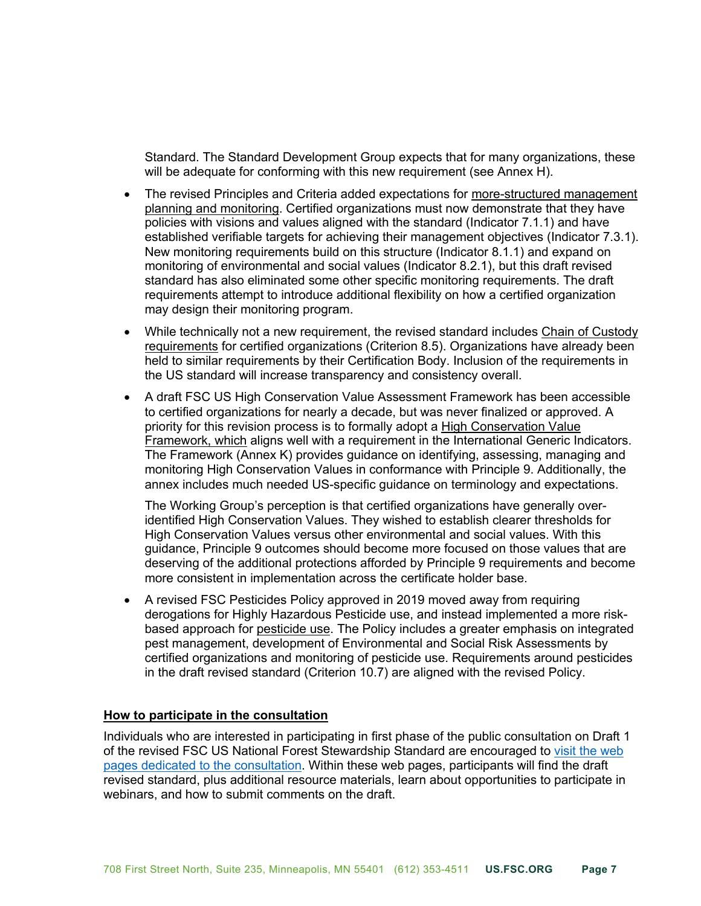Standard. The Standard Development Group expects that for many organizations, these will be adequate for conforming with this new requirement (see Annex H).

- The revised Principles and Criteria added expectations for more-structured management planning and monitoring. Certified organizations must now demonstrate that they have policies with visions and values aligned with the standard (Indicator 7.1.1) and have established verifiable targets for achieving their management objectives (Indicator 7.3.1). New monitoring requirements build on this structure (Indicator 8.1.1) and expand on monitoring of environmental and social values (Indicator 8.2.1), but this draft revised standard has also eliminated some other specific monitoring requirements. The draft requirements attempt to introduce additional flexibility on how a certified organization may design their monitoring program.

- While technically not a new requirement, the revised standard includes Chain of Custody requirements for certified organizations (Criterion 8.5). Organizations have already been held to similar requirements by their Certification Body. Inclusion of the requirements in the US standard will increase transparency and consistency overall.

- A draft FSC US High Conservation Value Assessment Framework has been accessible to certified organizations for nearly a decade, but was never finalized or approved. A priority for this revision process is to formally adopt a High Conservation Value Framework, which aligns well with a requirement in the International Generic Indicators. The Framework (Annex K) provides guidance on identifying, assessing, managing and monitoring High Conservation Values in conformance with Principle 9. Additionally, the annex includes much needed US-specific guidance on terminology and expectations.

  The Working Group's perception is that certified organizations have generally over-identified High Conservation Values. They wished to establish clearer thresholds for High Conservation Values versus other environmental and social values. With this guidance, Principle 9 outcomes should become more focused on those values that are deserving of the additional protections afforded by Principle 9 requirements and become more consistent in implementation across the certificate holder base.

- A revised FSC Pesticides Policy approved in 2019 moved away from requiring derogations for Highly Hazardous Pesticide use, and instead implemented a more risk-based approach for pesticide use. The Policy includes a greater emphasis on integrated pest management, development of Environmental and Social Risk Assessments by certified organizations and monitoring of pesticide use. Requirements around pesticides in the draft revised standard (Criterion 10.7) are aligned with the revised Policy.

**How to participate in the consultation**

Individuals who are interested in participating in first phase of the public consultation on Draft 1 of the revised FSC US National Forest Stewardship Standard are encouraged to visit the web pages dedicated to the consultation. Within these web pages, participants will find the draft revised standard, plus additional resource materials, learn about opportunities to participate in webinars, and how to submit comments on the draft.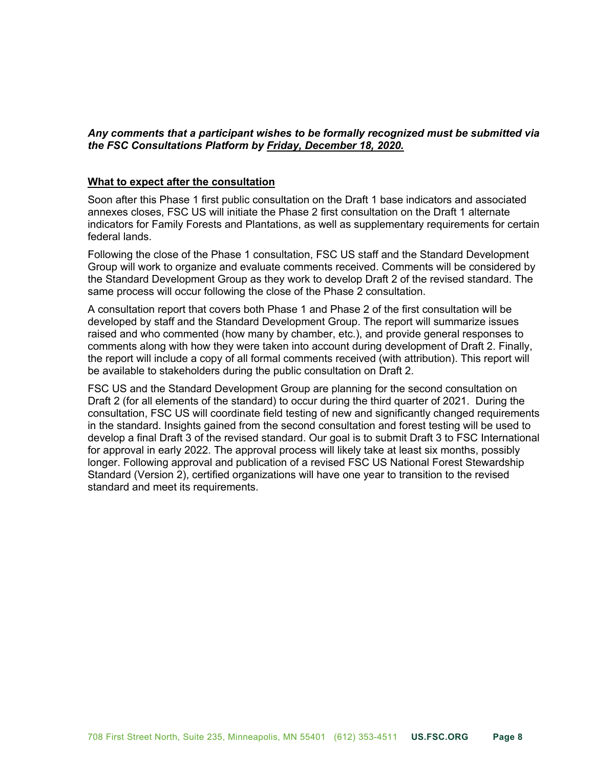***Any comments that a participant wishes to be formally recognized must be submitted via the FSC Consultations Platform by Friday, December 18, 2020.***

**What to expect after the consultation**

Soon after this Phase 1 first public consultation on the Draft 1 base indicators and associated annexes closes, FSC US will initiate the Phase 2 first consultation on the Draft 1 alternate indicators for Family Forests and Plantations, as well as supplementary requirements for certain federal lands.

Following the close of the Phase 1 consultation, FSC US staff and the Standard Development Group will work to organize and evaluate comments received. Comments will be considered by the Standard Development Group as they work to develop Draft 2 of the revised standard. The same process will occur following the close of the Phase 2 consultation.

A consultation report that covers both Phase 1 and Phase 2 of the first consultation will be developed by staff and the Standard Development Group. The report will summarize issues raised and who commented (how many by chamber, etc.), and provide general responses to comments along with how they were taken into account during development of Draft 2. Finally, the report will include a copy of all formal comments received (with attribution). This report will be available to stakeholders during the public consultation on Draft 2.

FSC US and the Standard Development Group are planning for the second consultation on Draft 2 (for all elements of the standard) to occur during the third quarter of 2021. During the consultation, FSC US will coordinate field testing of new and significantly changed requirements in the standard. Insights gained from the second consultation and forest testing will be used to develop a final Draft 3 of the revised standard. Our goal is to submit Draft 3 to FSC International for approval in early 2022. The approval process will likely take at least six months, possibly longer. Following approval and publication of a revised FSC US National Forest Stewardship Standard (Version 2), certified organizations will have one year to transition to the revised standard and meet its requirements.